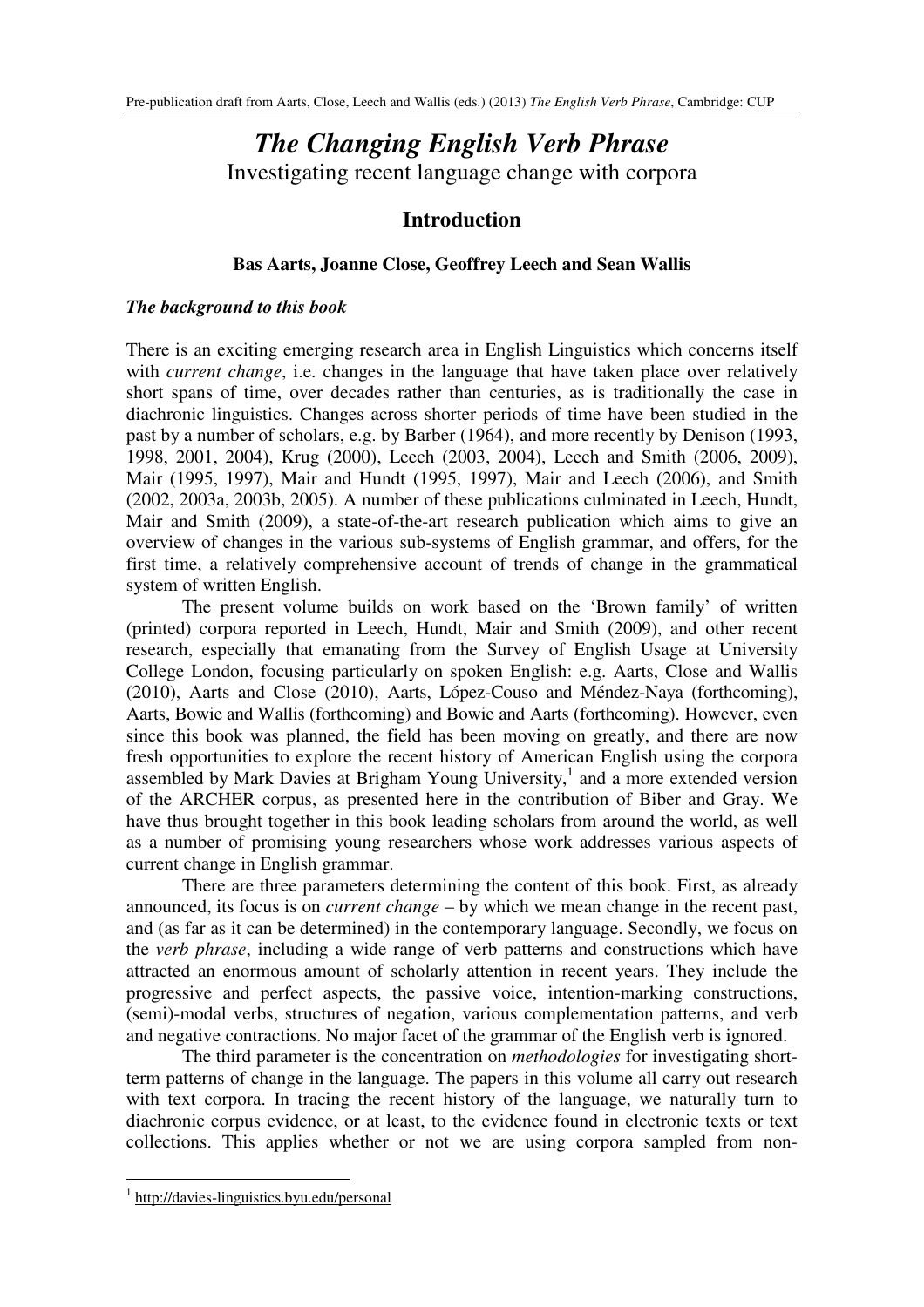# *The Changing English Verb Phrase*

Investigating recent language change with corpora

## Introduction

**Bas Aarts, Joanne Close, Geoffrey Leech and Sean Wallis**

***The background to this book***

There is an exciting emerging research area in English Linguistics which concerns itself with *current change*, i.e. changes in the language that have taken place over relatively short spans of time, over decades rather than centuries, as is traditionally the case in diachronic linguistics. Changes across shorter periods of time have been studied in the past by a number of scholars, e.g. by Barber (1964), and more recently by Denison (1993, 1998, 2001, 2004), Krug (2000), Leech (2003, 2004), Leech and Smith (2006, 2009), Mair (1995, 1997), Mair and Hundt (1995, 1997), Mair and Leech (2006), and Smith (2002, 2003a, 2003b, 2005). A number of these publications culminated in Leech, Hundt, Mair and Smith (2009), a state-of-the-art research publication which aims to give an overview of changes in the various sub-systems of English grammar, and offers, for the first time, a relatively comprehensive account of trends of change in the grammatical system of written English.

The present volume builds on work based on the 'Brown family' of written (printed) corpora reported in Leech, Hundt, Mair and Smith (2009), and other recent research, especially that emanating from the Survey of English Usage at University College London, focusing particularly on spoken English: e.g. Aarts, Close and Wallis (2010), Aarts and Close (2010), Aarts, López-Couso and Méndez-Naya (forthcoming), Aarts, Bowie and Wallis (forthcoming) and Bowie and Aarts (forthcoming). However, even since this book was planned, the field has been moving on greatly, and there are now fresh opportunities to explore the recent history of American English using the corpora assembled by Mark Davies at Brigham Young University,[1] and a more extended version of the ARCHER corpus, as presented here in the contribution of Biber and Gray. We have thus brought together in this book leading scholars from around the world, as well as a number of promising young researchers whose work addresses various aspects of current change in English grammar.

There are three parameters determining the content of this book. First, as already announced, its focus is on *current change* – by which we mean change in the recent past, and (as far as it can be determined) in the contemporary language. Secondly, we focus on the *verb phrase*, including a wide range of verb patterns and constructions which have attracted an enormous amount of scholarly attention in recent years. They include the progressive and perfect aspects, the passive voice, intention-marking constructions, (semi)-modal verbs, structures of negation, various complementation patterns, and verb and negative contractions. No major facet of the grammar of the English verb is ignored.

The third parameter is the concentration on *methodologies* for investigating short-term patterns of change in the language. The papers in this volume all carry out research with text corpora. In tracing the recent history of the language, we naturally turn to diachronic corpus evidence, or at least, to the evidence found in electronic texts or text collections. This applies whether or not we are using corpora sampled from non-

[1] http://davies-linguistics.byu.edu/personal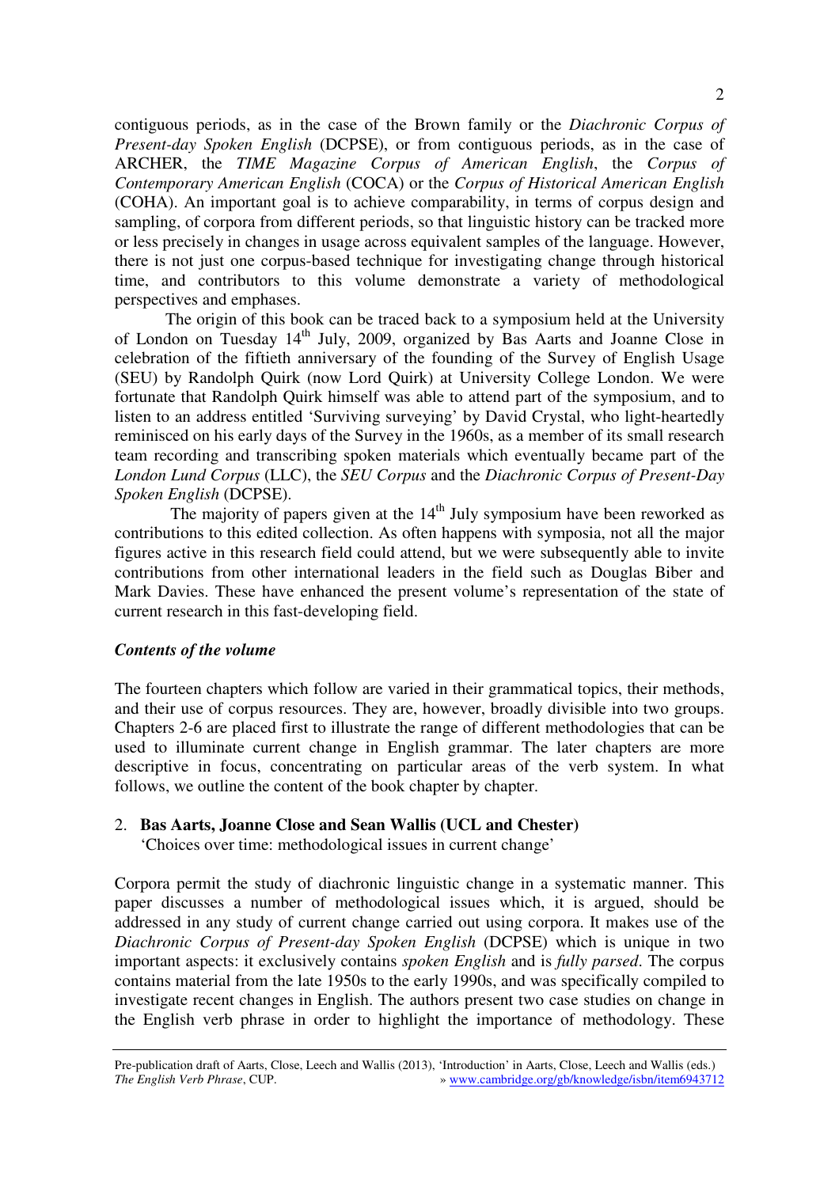contiguous periods, as in the case of the Brown family or the *Diachronic Corpus of Present-day Spoken English* (DCPSE), or from contiguous periods, as in the case of ARCHER, the *TIME Magazine Corpus of American English*, the *Corpus of Contemporary American English* (COCA) or the *Corpus of Historical American English* (COHA). An important goal is to achieve comparability, in terms of corpus design and sampling, of corpora from different periods, so that linguistic history can be tracked more or less precisely in changes in usage across equivalent samples of the language. However, there is not just one corpus-based technique for investigating change through historical time, and contributors to this volume demonstrate a variety of methodological perspectives and emphases.

The origin of this book can be traced back to a symposium held at the University of London on Tuesday 14th July, 2009, organized by Bas Aarts and Joanne Close in celebration of the fiftieth anniversary of the founding of the Survey of English Usage (SEU) by Randolph Quirk (now Lord Quirk) at University College London. We were fortunate that Randolph Quirk himself was able to attend part of the symposium, and to listen to an address entitled 'Surviving surveying' by David Crystal, who light-heartedly reminisced on his early days of the Survey in the 1960s, as a member of its small research team recording and transcribing spoken materials which eventually became part of the *London Lund Corpus* (LLC), the *SEU Corpus* and the *Diachronic Corpus of Present-Day Spoken English* (DCPSE).

The majority of papers given at the 14th July symposium have been reworked as contributions to this edited collection. As often happens with symposia, not all the major figures active in this research field could attend, but we were subsequently able to invite contributions from other international leaders in the field such as Douglas Biber and Mark Davies. These have enhanced the present volume's representation of the state of current research in this fast-developing field.

### *Contents of the volume*

The fourteen chapters which follow are varied in their grammatical topics, their methods, and their use of corpus resources. They are, however, broadly divisible into two groups. Chapters 2-6 are placed first to illustrate the range of different methodologies that can be used to illuminate current change in English grammar. The later chapters are more descriptive in focus, concentrating on particular areas of the verb system. In what follows, we outline the content of the book chapter by chapter.

2. **Bas Aarts, Joanne Close and Sean Wallis (UCL and Chester)**
   'Choices over time: methodological issues in current change'

Corpora permit the study of diachronic linguistic change in a systematic manner. This paper discusses a number of methodological issues which, it is argued, should be addressed in any study of current change carried out using corpora. It makes use of the *Diachronic Corpus of Present-day Spoken English* (DCPSE) which is unique in two important aspects: it exclusively contains *spoken English* and is *fully parsed*. The corpus contains material from the late 1950s to the early 1990s, and was specifically compiled to investigate recent changes in English. The authors present two case studies on change in the English verb phrase in order to highlight the importance of methodology. These

Pre-publication draft of Aarts, Close, Leech and Wallis (2013), 'Introduction' in Aarts, Close, Leech and Wallis (eds.) *The English Verb Phrase*, CUP. » www.cambridge.org/gb/knowledge/isbn/item6943712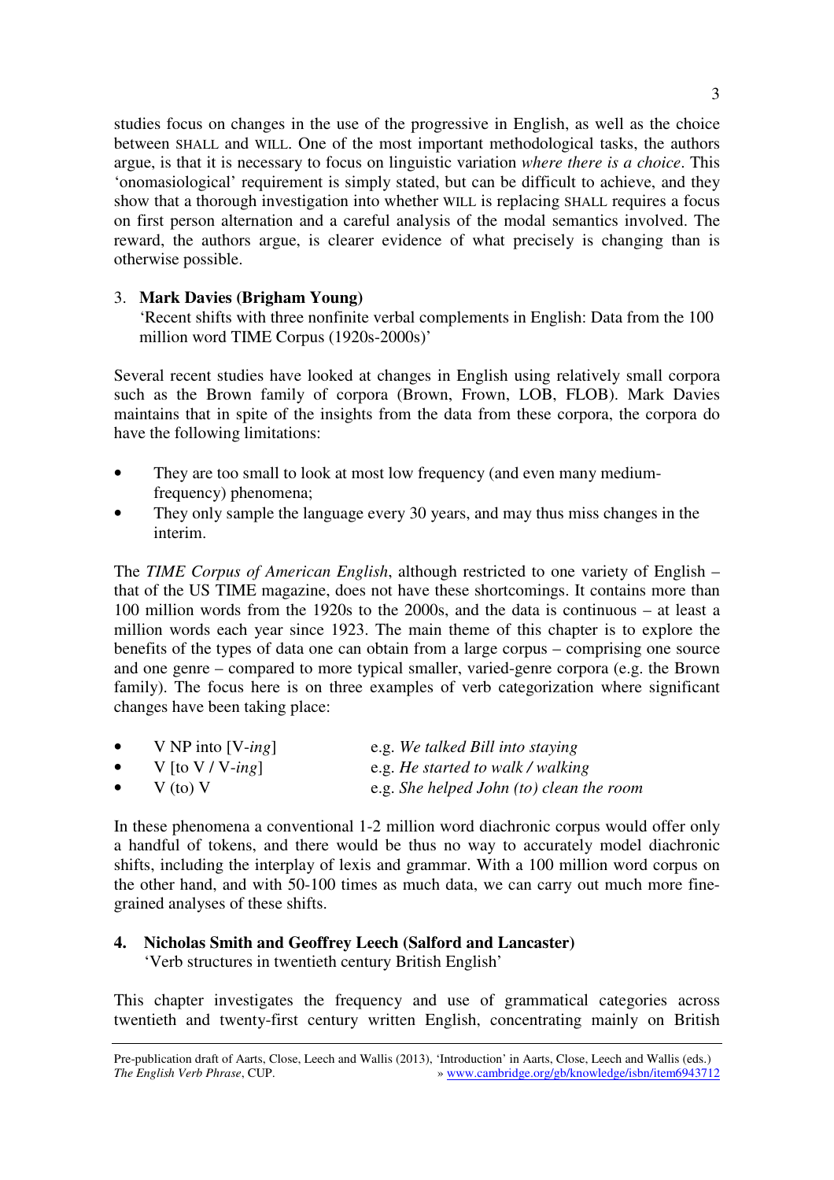studies focus on changes in the use of the progressive in English, as well as the choice between SHALL and WILL. One of the most important methodological tasks, the authors argue, is that it is necessary to focus on linguistic variation *where there is a choice*. This 'onomasiological' requirement is simply stated, but can be difficult to achieve, and they show that a thorough investigation into whether WILL is replacing SHALL requires a focus on first person alternation and a careful analysis of the modal semantics involved. The reward, the authors argue, is clearer evidence of what precisely is changing than is otherwise possible.

3. **Mark Davies (Brigham Young)**
   'Recent shifts with three nonfinite verbal complements in English: Data from the 100 million word TIME Corpus (1920s-2000s)'

Several recent studies have looked at changes in English using relatively small corpora such as the Brown family of corpora (Brown, Frown, LOB, FLOB). Mark Davies maintains that in spite of the insights from the data from these corpora, the corpora do have the following limitations:

- They are too small to look at most low frequency (and even many medium-frequency) phenomena;
- They only sample the language every 30 years, and may thus miss changes in the interim.

The *TIME Corpus of American English*, although restricted to one variety of English – that of the US TIME magazine, does not have these shortcomings. It contains more than 100 million words from the 1920s to the 2000s, and the data is continuous – at least a million words each year since 1923. The main theme of this chapter is to explore the benefits of the types of data one can obtain from a large corpus – comprising one source and one genre – compared to more typical smaller, varied-genre corpora (e.g. the Brown family). The focus here is on three examples of verb categorization where significant changes have been taking place:

- V NP into [V-*ing*] — e.g. *We talked Bill into staying*
- V [to V / V-*ing*] — e.g. *He started to walk / walking*
- V (to) V — e.g. *She helped John (to) clean the room*

In these phenomena a conventional 1-2 million word diachronic corpus would offer only a handful of tokens, and there would be thus no way to accurately model diachronic shifts, including the interplay of lexis and grammar. With a 100 million word corpus on the other hand, and with 50-100 times as much data, we can carry out much more fine-grained analyses of these shifts.

4. **Nicholas Smith and Geoffrey Leech (Salford and Lancaster)**
   'Verb structures in twentieth century British English'

This chapter investigates the frequency and use of grammatical categories across twentieth and twenty-first century written English, concentrating mainly on British

Pre-publication draft of Aarts, Close, Leech and Wallis (2013), 'Introduction' in Aarts, Close, Leech and Wallis (eds.) *The English Verb Phrase*, CUP. » www.cambridge.org/gb/knowledge/isbn/item6943712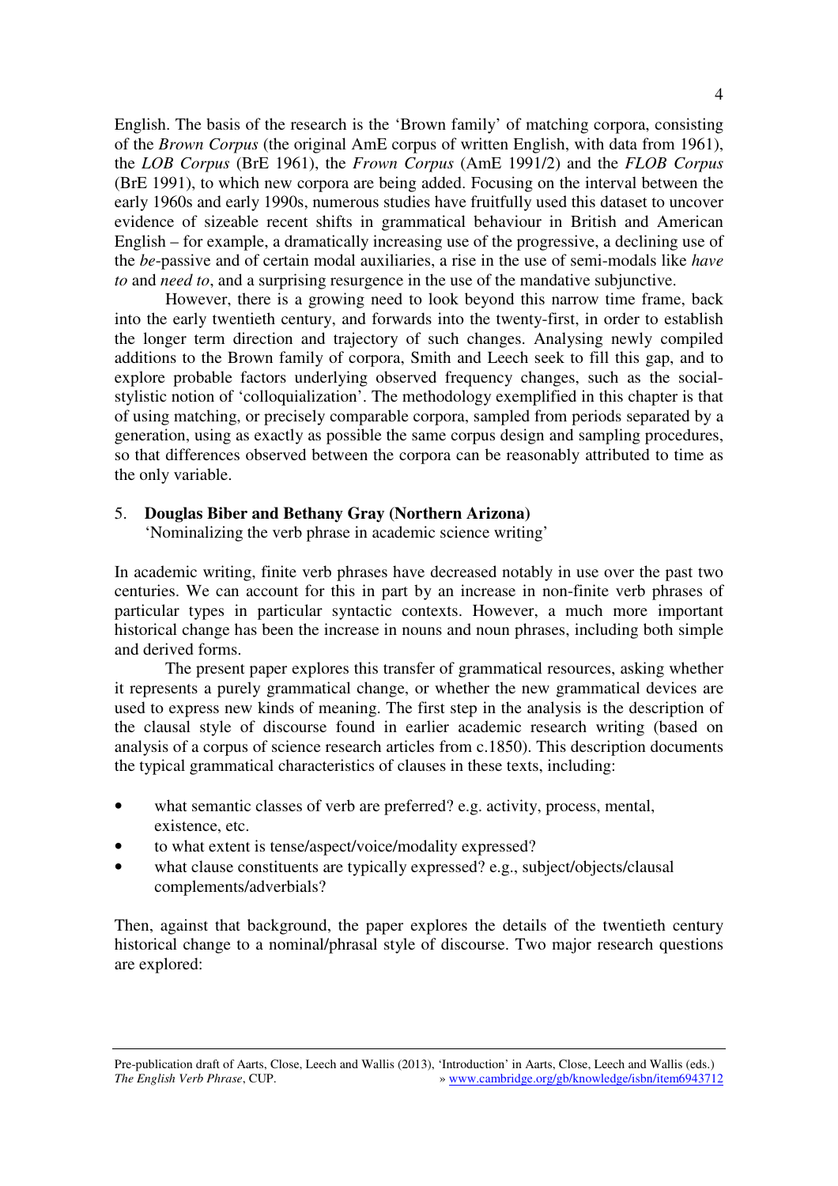English. The basis of the research is the 'Brown family' of matching corpora, consisting of the *Brown Corpus* (the original AmE corpus of written English, with data from 1961), the *LOB Corpus* (BrE 1961), the *Frown Corpus* (AmE 1991/2) and the *FLOB Corpus* (BrE 1991), to which new corpora are being added. Focusing on the interval between the early 1960s and early 1990s, numerous studies have fruitfully used this dataset to uncover evidence of sizeable recent shifts in grammatical behaviour in British and American English – for example, a dramatically increasing use of the progressive, a declining use of the *be*-passive and of certain modal auxiliaries, a rise in the use of semi-modals like *have to* and *need to*, and a surprising resurgence in the use of the mandative subjunctive.

However, there is a growing need to look beyond this narrow time frame, back into the early twentieth century, and forwards into the twenty-first, in order to establish the longer term direction and trajectory of such changes. Analysing newly compiled additions to the Brown family of corpora, Smith and Leech seek to fill this gap, and to explore probable factors underlying observed frequency changes, such as the social-stylistic notion of 'colloquialization'. The methodology exemplified in this chapter is that of using matching, or precisely comparable corpora, sampled from periods separated by a generation, using as exactly as possible the same corpus design and sampling procedures, so that differences observed between the corpora can be reasonably attributed to time as the only variable.

5. **Douglas Biber and Bethany Gray (Northern Arizona)**
'Nominalizing the verb phrase in academic science writing'

In academic writing, finite verb phrases have decreased notably in use over the past two centuries. We can account for this in part by an increase in non-finite verb phrases of particular types in particular syntactic contexts. However, a much more important historical change has been the increase in nouns and noun phrases, including both simple and derived forms.

The present paper explores this transfer of grammatical resources, asking whether it represents a purely grammatical change, or whether the new grammatical devices are used to express new kinds of meaning. The first step in the analysis is the description of the clausal style of discourse found in earlier academic research writing (based on analysis of a corpus of science research articles from c.1850). This description documents the typical grammatical characteristics of clauses in these texts, including:

- what semantic classes of verb are preferred? e.g. activity, process, mental, existence, etc.
- to what extent is tense/aspect/voice/modality expressed?
- what clause constituents are typically expressed? e.g., subject/objects/clausal complements/adverbials?

Then, against that background, the paper explores the details of the twentieth century historical change to a nominal/phrasal style of discourse. Two major research questions are explored: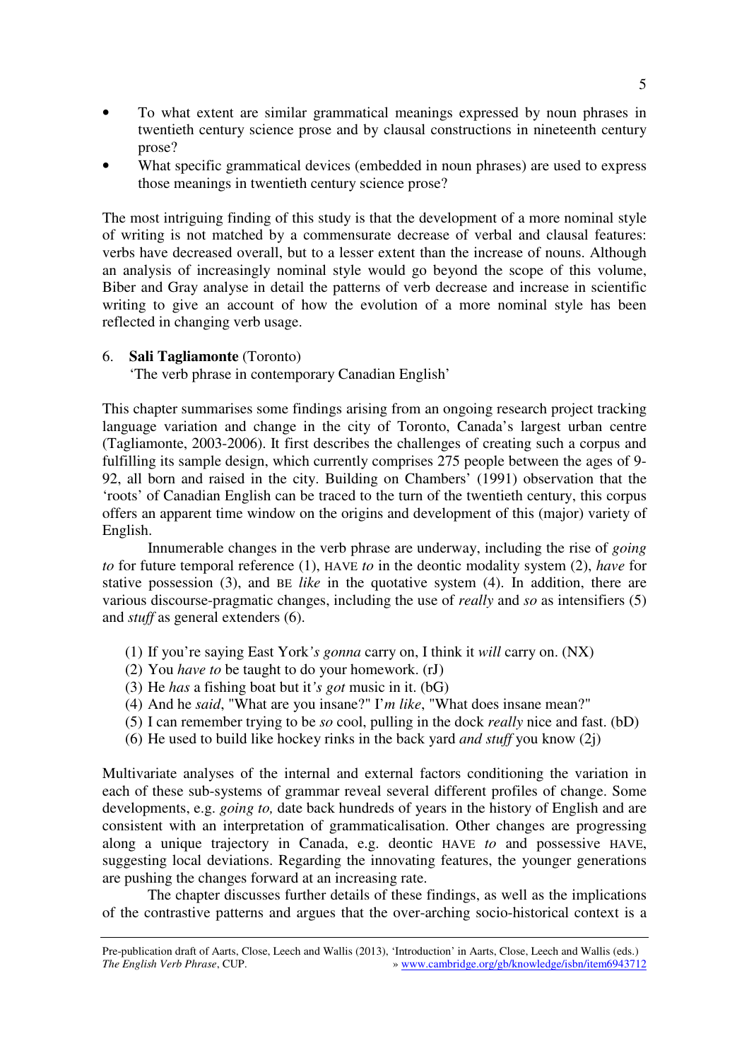- To what extent are similar grammatical meanings expressed by noun phrases in twentieth century science prose and by clausal constructions in nineteenth century prose?
- What specific grammatical devices (embedded in noun phrases) are used to express those meanings in twentieth century science prose?

The most intriguing finding of this study is that the development of a more nominal style of writing is not matched by a commensurate decrease of verbal and clausal features: verbs have decreased overall, but to a lesser extent than the increase of nouns. Although an analysis of increasingly nominal style would go beyond the scope of this volume, Biber and Gray analyse in detail the patterns of verb decrease and increase in scientific writing to give an account of how the evolution of a more nominal style has been reflected in changing verb usage.

6. **Sali Tagliamonte** (Toronto)
   'The verb phrase in contemporary Canadian English'

This chapter summarises some findings arising from an ongoing research project tracking language variation and change in the city of Toronto, Canada's largest urban centre (Tagliamonte, 2003-2006). It first describes the challenges of creating such a corpus and fulfilling its sample design, which currently comprises 275 people between the ages of 9-92, all born and raised in the city. Building on Chambers' (1991) observation that the 'roots' of Canadian English can be traced to the turn of the twentieth century, this corpus offers an apparent time window on the origins and development of this (major) variety of English.

Innumerable changes in the verb phrase are underway, including the rise of *going to* for future temporal reference (1), HAVE *to* in the deontic modality system (2), *have* for stative possession (3), and BE *like* in the quotative system (4). In addition, there are various discourse-pragmatic changes, including the use of *really* and *so* as intensifiers (5) and *stuff* as general extenders (6).

(1) If you're saying East York*'s gonna* carry on, I think it *will* carry on. (NX)
(2) You *have to* be taught to do your homework. (rJ)
(3) He *has* a fishing boat but it*'s got* music in it. (bG)
(4) And he *said*, "What are you insane?" I*'m like*, "What does insane mean?"
(5) I can remember trying to be *so* cool, pulling in the dock *really* nice and fast. (bD)
(6) He used to build like hockey rinks in the back yard *and stuff* you know (2j)

Multivariate analyses of the internal and external factors conditioning the variation in each of these sub-systems of grammar reveal several different profiles of change. Some developments, e.g. *going to,* date back hundreds of years in the history of English and are consistent with an interpretation of grammaticalisation. Other changes are progressing along a unique trajectory in Canada, e.g. deontic HAVE *to* and possessive HAVE, suggesting local deviations. Regarding the innovating features, the younger generations are pushing the changes forward at an increasing rate.

The chapter discusses further details of these findings, as well as the implications of the contrastive patterns and argues that the over-arching socio-historical context is a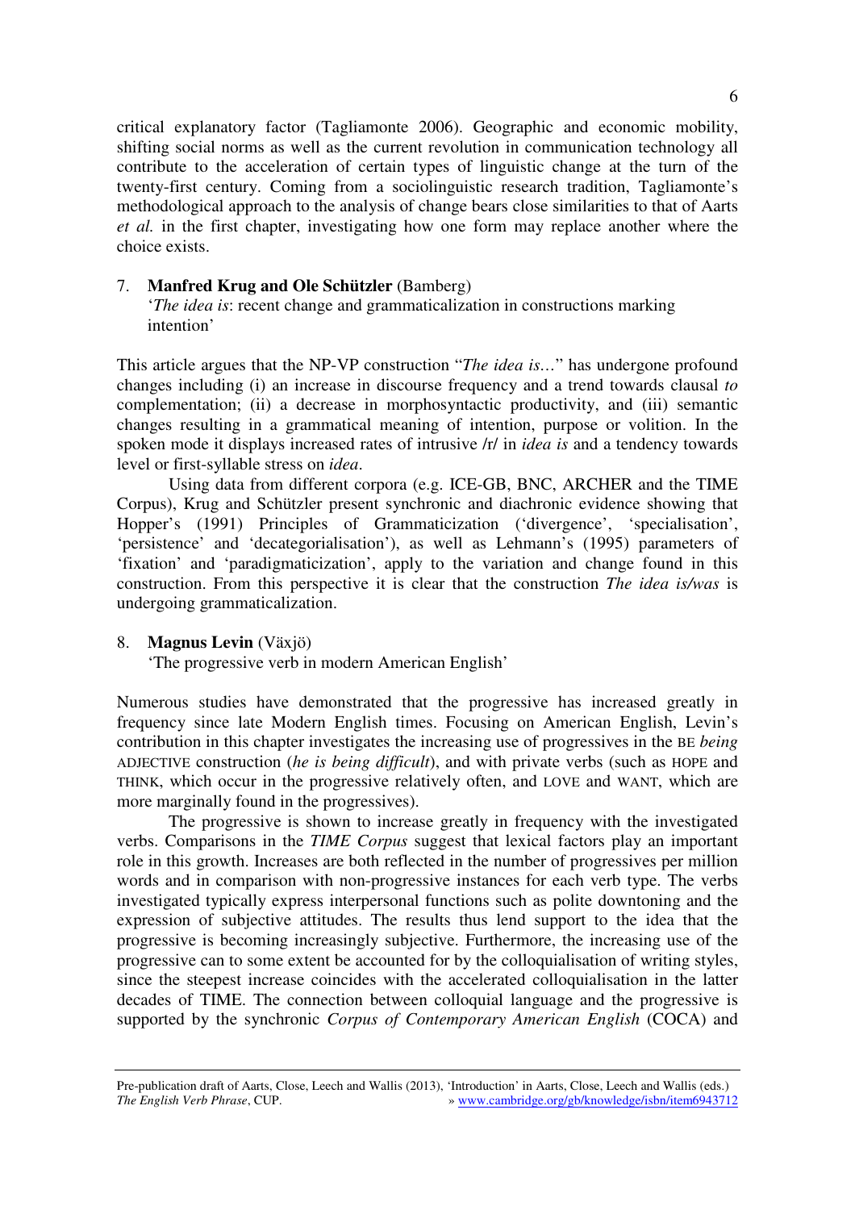critical explanatory factor (Tagliamonte 2006). Geographic and economic mobility, shifting social norms as well as the current revolution in communication technology all contribute to the acceleration of certain types of linguistic change at the turn of the twenty-first century. Coming from a sociolinguistic research tradition, Tagliamonte's methodological approach to the analysis of change bears close similarities to that of Aarts *et al.* in the first chapter, investigating how one form may replace another where the choice exists.

7. **Manfred Krug and Ole Schützler** (Bamberg)
   '*The idea is*: recent change and grammaticalization in constructions marking intention'

This article argues that the NP-VP construction "*The idea is*…" has undergone profound changes including (i) an increase in discourse frequency and a trend towards clausal *to* complementation; (ii) a decrease in morphosyntactic productivity, and (iii) semantic changes resulting in a grammatical meaning of intention, purpose or volition. In the spoken mode it displays increased rates of intrusive /r/ in *idea is* and a tendency towards level or first-syllable stress on *idea*.

Using data from different corpora (e.g. ICE-GB, BNC, ARCHER and the TIME Corpus), Krug and Schützler present synchronic and diachronic evidence showing that Hopper's (1991) Principles of Grammaticization ('divergence', 'specialisation', 'persistence' and 'decategorialisation'), as well as Lehmann's (1995) parameters of 'fixation' and 'paradigmaticization', apply to the variation and change found in this construction. From this perspective it is clear that the construction *The idea is/was* is undergoing grammaticalization.

8. **Magnus Levin** (Växjö)
   'The progressive verb in modern American English'

Numerous studies have demonstrated that the progressive has increased greatly in frequency since late Modern English times. Focusing on American English, Levin's contribution in this chapter investigates the increasing use of progressives in the BE *being* ADJECTIVE construction (*he is being difficult*), and with private verbs (such as HOPE and THINK, which occur in the progressive relatively often, and LOVE and WANT, which are more marginally found in the progressives).

The progressive is shown to increase greatly in frequency with the investigated verbs. Comparisons in the *TIME Corpus* suggest that lexical factors play an important role in this growth. Increases are both reflected in the number of progressives per million words and in comparison with non-progressive instances for each verb type. The verbs investigated typically express interpersonal functions such as polite downtoning and the expression of subjective attitudes. The results thus lend support to the idea that the progressive is becoming increasingly subjective. Furthermore, the increasing use of the progressive can to some extent be accounted for by the colloquialisation of writing styles, since the steepest increase coincides with the accelerated colloquialisation in the latter decades of TIME. The connection between colloquial language and the progressive is supported by the synchronic *Corpus of Contemporary American English* (COCA) and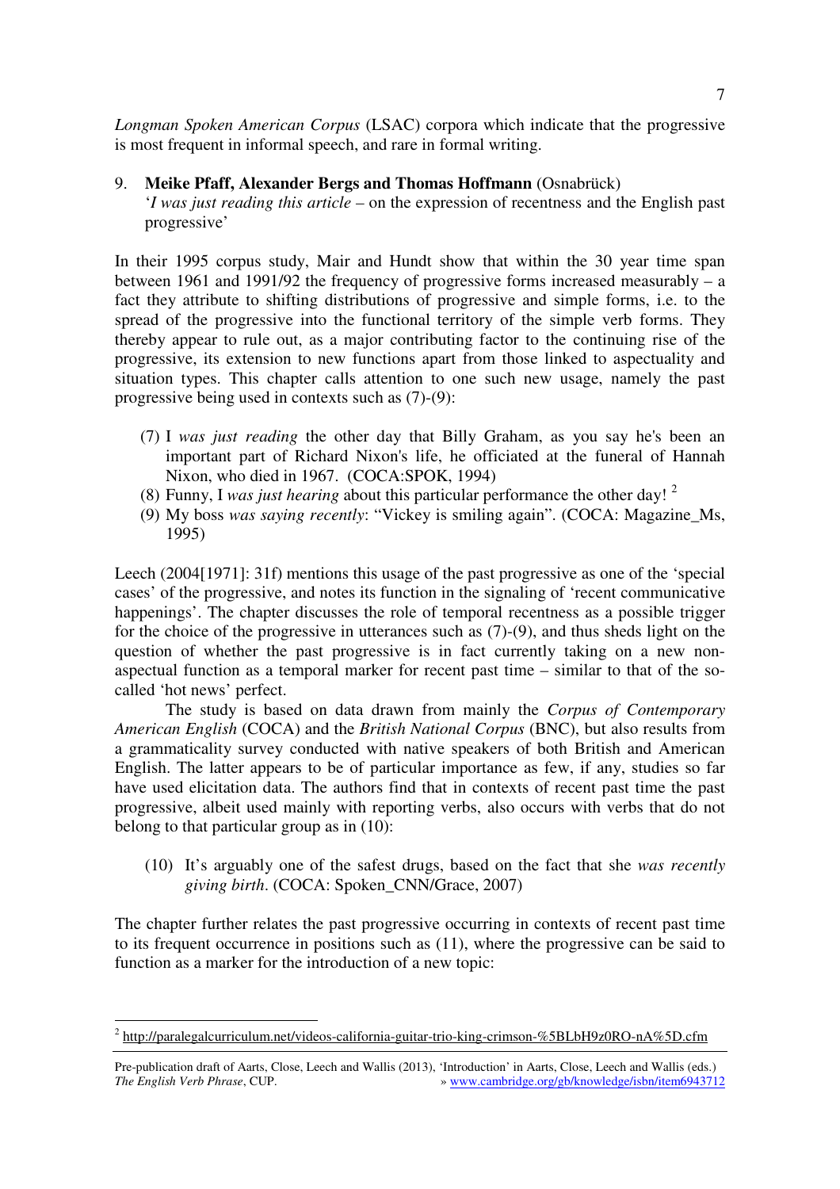*Longman Spoken American Corpus* (LSAC) corpora which indicate that the progressive is most frequent in informal speech, and rare in formal writing.

9. **Meike Pfaff, Alexander Bergs and Thomas Hoffmann** (Osnabrück)
   '*I was just reading this article* – on the expression of recentness and the English past progressive'

In their 1995 corpus study, Mair and Hundt show that within the 30 year time span between 1961 and 1991/92 the frequency of progressive forms increased measurably – a fact they attribute to shifting distributions of progressive and simple forms, i.e. to the spread of the progressive into the functional territory of the simple verb forms. They thereby appear to rule out, as a major contributing factor to the continuing rise of the progressive, its extension to new functions apart from those linked to aspectuality and situation types. This chapter calls attention to one such new usage, namely the past progressive being used in contexts such as (7)-(9):

(7) I *was just reading* the other day that Billy Graham, as you say he's been an important part of Richard Nixon's life, he officiated at the funeral of Hannah Nixon, who died in 1967. (COCA:SPOK, 1994)

(8) Funny, I *was just hearing* about this particular performance the other day! [2]

(9) My boss *was saying recently*: "Vickey is smiling again". (COCA: Magazine_Ms, 1995)

Leech (2004[1971]: 31f) mentions this usage of the past progressive as one of the 'special cases' of the progressive, and notes its function in the signaling of 'recent communicative happenings'. The chapter discusses the role of temporal recentness as a possible trigger for the choice of the progressive in utterances such as (7)-(9), and thus sheds light on the question of whether the past progressive is in fact currently taking on a new non-aspectual function as a temporal marker for recent past time – similar to that of the so-called 'hot news' perfect.

The study is based on data drawn from mainly the *Corpus of Contemporary American English* (COCA) and the *British National Corpus* (BNC), but also results from a grammaticality survey conducted with native speakers of both British and American English. The latter appears to be of particular importance as few, if any, studies so far have used elicitation data. The authors find that in contexts of recent past time the past progressive, albeit used mainly with reporting verbs, also occurs with verbs that do not belong to that particular group as in (10):

(10) It's arguably one of the safest drugs, based on the fact that she *was recently giving birth*. (COCA: Spoken_CNN/Grace, 2007)

The chapter further relates the past progressive occurring in contexts of recent past time to its frequent occurrence in positions such as (11), where the progressive can be said to function as a marker for the introduction of a new topic:

[2] http://paralegalcurriculum.net/videos-california-guitar-trio-king-crimson-%5BLbH9z0RO-nA%5D.cfm

Pre-publication draft of Aarts, Close, Leech and Wallis (2013), 'Introduction' in Aarts, Close, Leech and Wallis (eds.) *The English Verb Phrase*, CUP. » www.cambridge.org/gb/knowledge/isbn/item6943712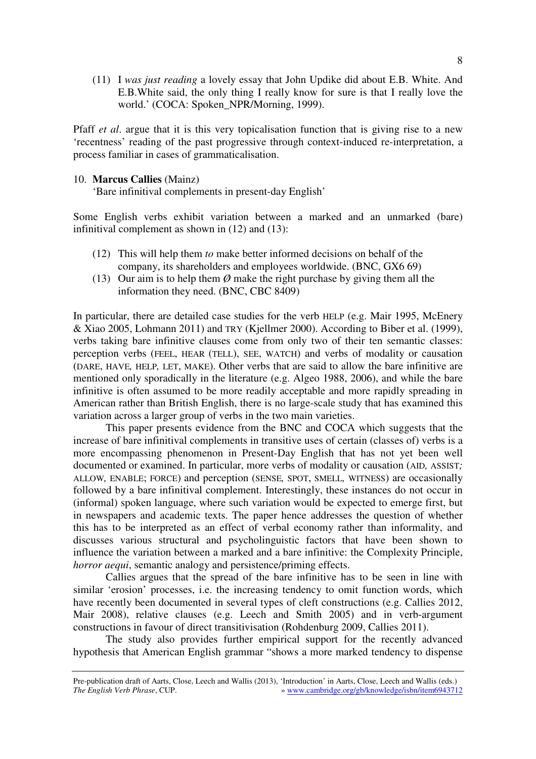(11) I *was just reading* a lovely essay that John Updike did about E.B. White. And E.B.White said, the only thing I really know for sure is that I really love the world.' (COCA: Spoken_NPR/Morning, 1999).

Pfaff *et al*. argue that it is this very topicalisation function that is giving rise to a new 'recentness' reading of the past progressive through context-induced re-interpretation, a process familiar in cases of grammaticalisation.

10. **Marcus Callies** (Mainz)
'Bare infinitival complements in present-day English'

Some English verbs exhibit variation between a marked and an unmarked (bare) infinitival complement as shown in (12) and (13):

(12) This will help them *to* make better informed decisions on behalf of the company, its shareholders and employees worldwide. (BNC, GX6 69)

(13) Our aim is to help them *Ø* make the right purchase by giving them all the information they need. (BNC, CBC 8409)

In particular, there are detailed case studies for the verb HELP (e.g. Mair 1995, McEnery & Xiao 2005, Lohmann 2011) and TRY (Kjellmer 2000). According to Biber et al. (1999), verbs taking bare infinitive clauses come from only two of their ten semantic classes: perception verbs (FEEL, HEAR (TELL), SEE, WATCH) and verbs of modality or causation (DARE, HAVE*,* HELP*,* LET, MAKE). Other verbs that are said to allow the bare infinitive are mentioned only sporadically in the literature (e.g. Algeo 1988, 2006), and while the bare infinitive is often assumed to be more readily acceptable and more rapidly spreading in American rather than British English, there is no large-scale study that has examined this variation across a larger group of verbs in the two main varieties.

This paper presents evidence from the BNC and COCA which suggests that the increase of bare infinitival complements in transitive uses of certain (classes of) verbs is a more encompassing phenomenon in Present-Day English that has not yet been well documented or examined. In particular, more verbs of modality or causation (AID*,* ASSIST*;* ALLOW*,* ENABLE; FORCE) and perception (SENSE*,* SPOT, SMELL*,* WITNESS) are occasionally followed by a bare infinitival complement. Interestingly, these instances do not occur in (informal) spoken language, where such variation would be expected to emerge first, but in newspapers and academic texts. The paper hence addresses the question of whether this has to be interpreted as an effect of verbal economy rather than informality, and discusses various structural and psycholinguistic factors that have been shown to influence the variation between a marked and a bare infinitive: the Complexity Principle, *horror aequi*, semantic analogy and persistence/priming effects.

Callies argues that the spread of the bare infinitive has to be seen in line with similar 'erosion' processes, i.e. the increasing tendency to omit function words, which have recently been documented in several types of cleft constructions (e.g. Callies 2012, Mair 2008), relative clauses (e.g. Leech and Smith 2005) and in verb-argument constructions in favour of direct transitivisation (Rohdenburg 2009, Callies 2011).

The study also provides further empirical support for the recently advanced hypothesis that American English grammar "shows a more marked tendency to dispense

Pre-publication draft of Aarts, Close, Leech and Wallis (2013), 'Introduction' in Aarts, Close, Leech and Wallis (eds.) *The English Verb Phrase*, CUP. » www.cambridge.org/gb/knowledge/isbn/item6943712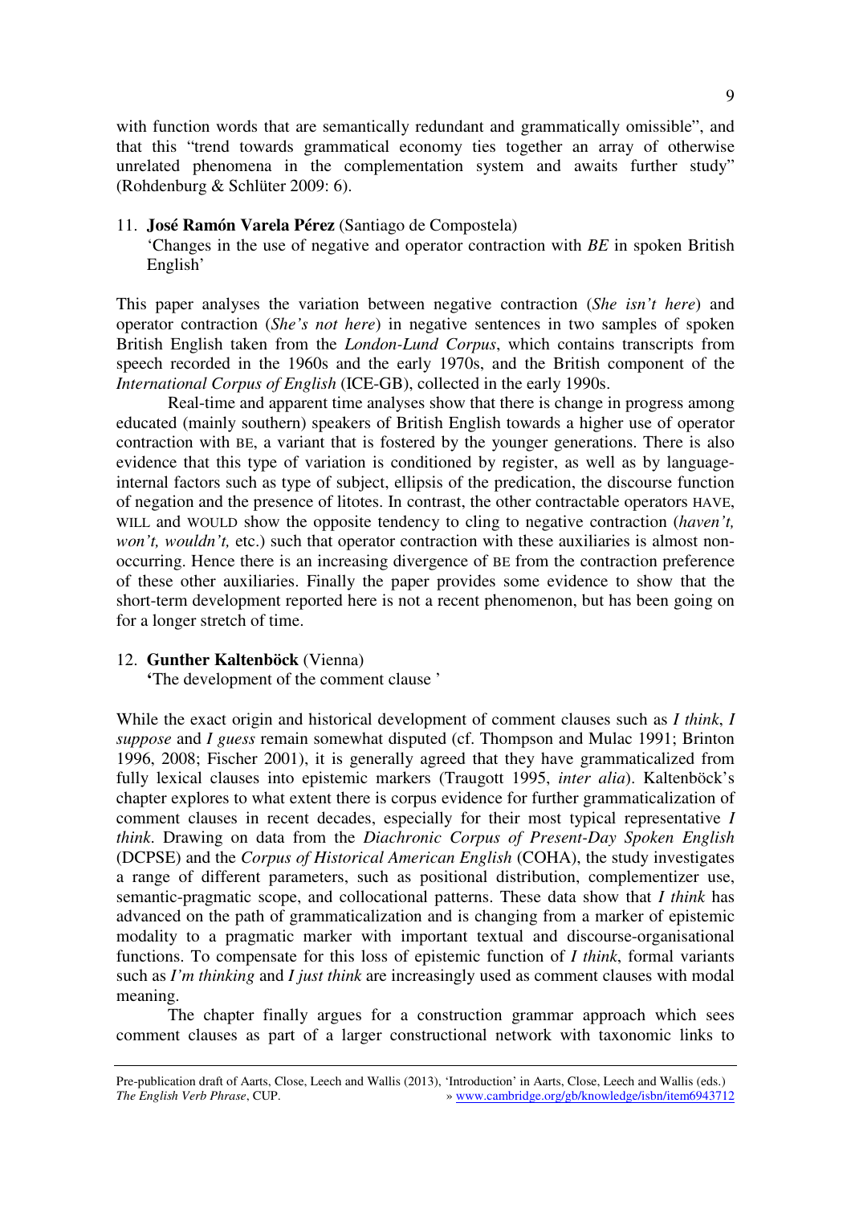with function words that are semantically redundant and grammatically omissible", and that this "trend towards grammatical economy ties together an array of otherwise unrelated phenomena in the complementation system and awaits further study" (Rohdenburg & Schlüter 2009: 6).

11. **José Ramón Varela Pérez** (Santiago de Compostela)
    'Changes in the use of negative and operator contraction with *BE* in spoken British English'

This paper analyses the variation between negative contraction (*She isn't here*) and operator contraction (*She's not here*) in negative sentences in two samples of spoken British English taken from the *London-Lund Corpus*, which contains transcripts from speech recorded in the 1960s and the early 1970s, and the British component of the *International Corpus of English* (ICE-GB), collected in the early 1990s.

Real-time and apparent time analyses show that there is change in progress among educated (mainly southern) speakers of British English towards a higher use of operator contraction with BE, a variant that is fostered by the younger generations. There is also evidence that this type of variation is conditioned by register, as well as by language-internal factors such as type of subject, ellipsis of the predication, the discourse function of negation and the presence of litotes. In contrast, the other contractable operators HAVE, WILL and WOULD show the opposite tendency to cling to negative contraction (*haven't, won't, wouldn't,* etc.) such that operator contraction with these auxiliaries is almost non-occurring. Hence there is an increasing divergence of BE from the contraction preference of these other auxiliaries. Finally the paper provides some evidence to show that the short-term development reported here is not a recent phenomenon, but has been going on for a longer stretch of time.

12. **Gunther Kaltenböck** (Vienna)
    **'**The development of the comment clause '

While the exact origin and historical development of comment clauses such as *I think*, *I suppose* and *I guess* remain somewhat disputed (cf. Thompson and Mulac 1991; Brinton 1996, 2008; Fischer 2001), it is generally agreed that they have grammaticalized from fully lexical clauses into epistemic markers (Traugott 1995, *inter alia*). Kaltenböck's chapter explores to what extent there is corpus evidence for further grammaticalization of comment clauses in recent decades, especially for their most typical representative *I think*. Drawing on data from the *Diachronic Corpus of Present-Day Spoken English* (DCPSE) and the *Corpus of Historical American English* (COHA), the study investigates a range of different parameters, such as positional distribution, complementizer use, semantic-pragmatic scope, and collocational patterns. These data show that *I think* has advanced on the path of grammaticalization and is changing from a marker of epistemic modality to a pragmatic marker with important textual and discourse-organisational functions. To compensate for this loss of epistemic function of *I think*, formal variants such as *I'm thinking* and *I just think* are increasingly used as comment clauses with modal meaning.

The chapter finally argues for a construction grammar approach which sees comment clauses as part of a larger constructional network with taxonomic links to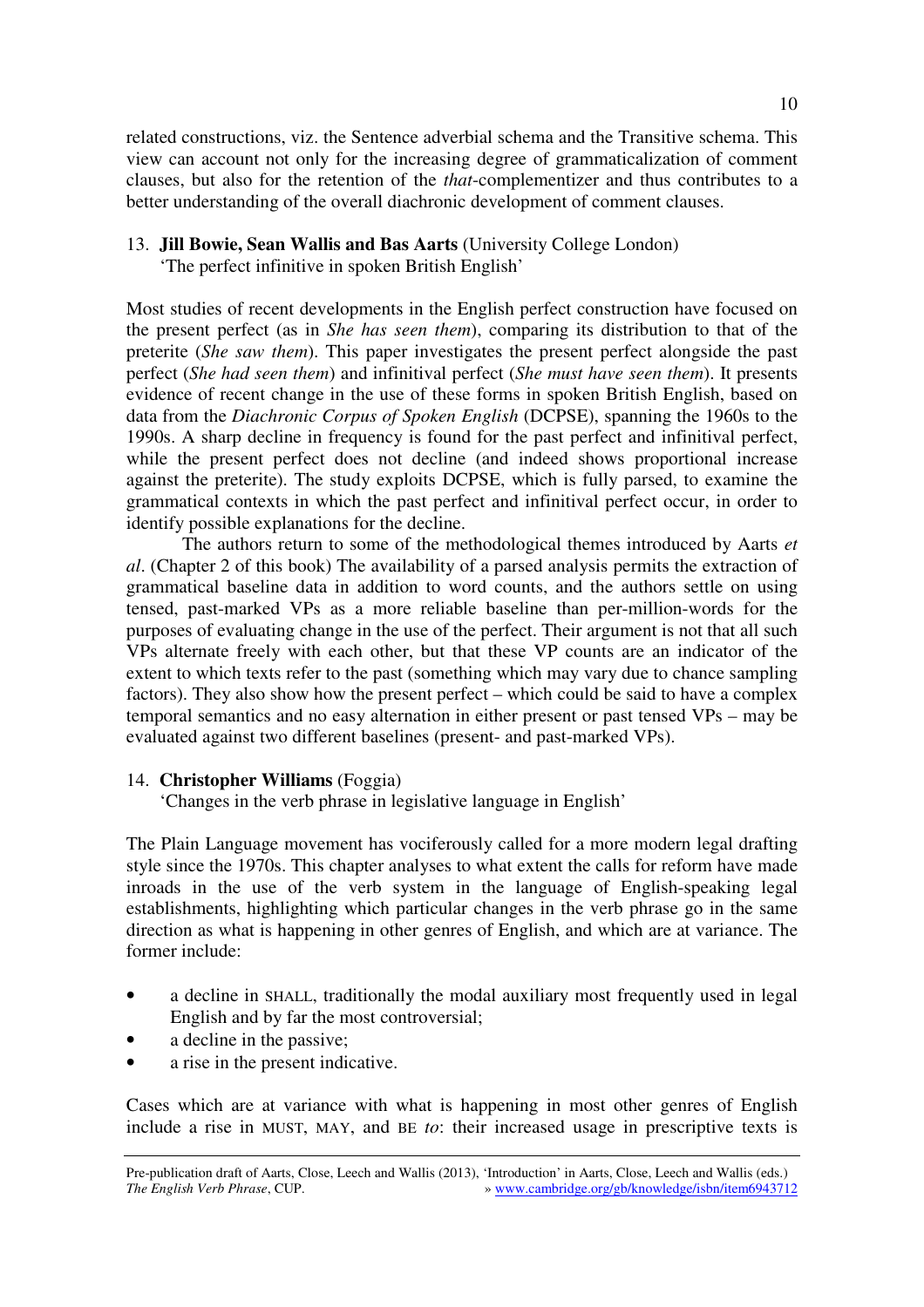related constructions, viz. the Sentence adverbial schema and the Transitive schema. This view can account not only for the increasing degree of grammaticalization of comment clauses, but also for the retention of the *that*-complementizer and thus contributes to a better understanding of the overall diachronic development of comment clauses.

13. **Jill Bowie, Sean Wallis and Bas Aarts** (University College London)
    'The perfect infinitive in spoken British English'

Most studies of recent developments in the English perfect construction have focused on the present perfect (as in *She has seen them*), comparing its distribution to that of the preterite (*She saw them*). This paper investigates the present perfect alongside the past perfect (*She had seen them*) and infinitival perfect (*She must have seen them*). It presents evidence of recent change in the use of these forms in spoken British English, based on data from the *Diachronic Corpus of Spoken English* (DCPSE), spanning the 1960s to the 1990s. A sharp decline in frequency is found for the past perfect and infinitival perfect, while the present perfect does not decline (and indeed shows proportional increase against the preterite). The study exploits DCPSE, which is fully parsed, to examine the grammatical contexts in which the past perfect and infinitival perfect occur, in order to identify possible explanations for the decline.

The authors return to some of the methodological themes introduced by Aarts *et al*. (Chapter 2 of this book) The availability of a parsed analysis permits the extraction of grammatical baseline data in addition to word counts, and the authors settle on using tensed, past-marked VPs as a more reliable baseline than per-million-words for the purposes of evaluating change in the use of the perfect. Their argument is not that all such VPs alternate freely with each other, but that these VP counts are an indicator of the extent to which texts refer to the past (something which may vary due to chance sampling factors). They also show how the present perfect – which could be said to have a complex temporal semantics and no easy alternation in either present or past tensed VPs – may be evaluated against two different baselines (present- and past-marked VPs).

14. **Christopher Williams** (Foggia)
    'Changes in the verb phrase in legislative language in English'

The Plain Language movement has vociferously called for a more modern legal drafting style since the 1970s. This chapter analyses to what extent the calls for reform have made inroads in the use of the verb system in the language of English-speaking legal establishments, highlighting which particular changes in the verb phrase go in the same direction as what is happening in other genres of English, and which are at variance. The former include:

- a decline in SHALL, traditionally the modal auxiliary most frequently used in legal English and by far the most controversial;
- a decline in the passive;
- a rise in the present indicative.

Cases which are at variance with what is happening in most other genres of English include a rise in MUST, MAY, and BE *to*: their increased usage in prescriptive texts is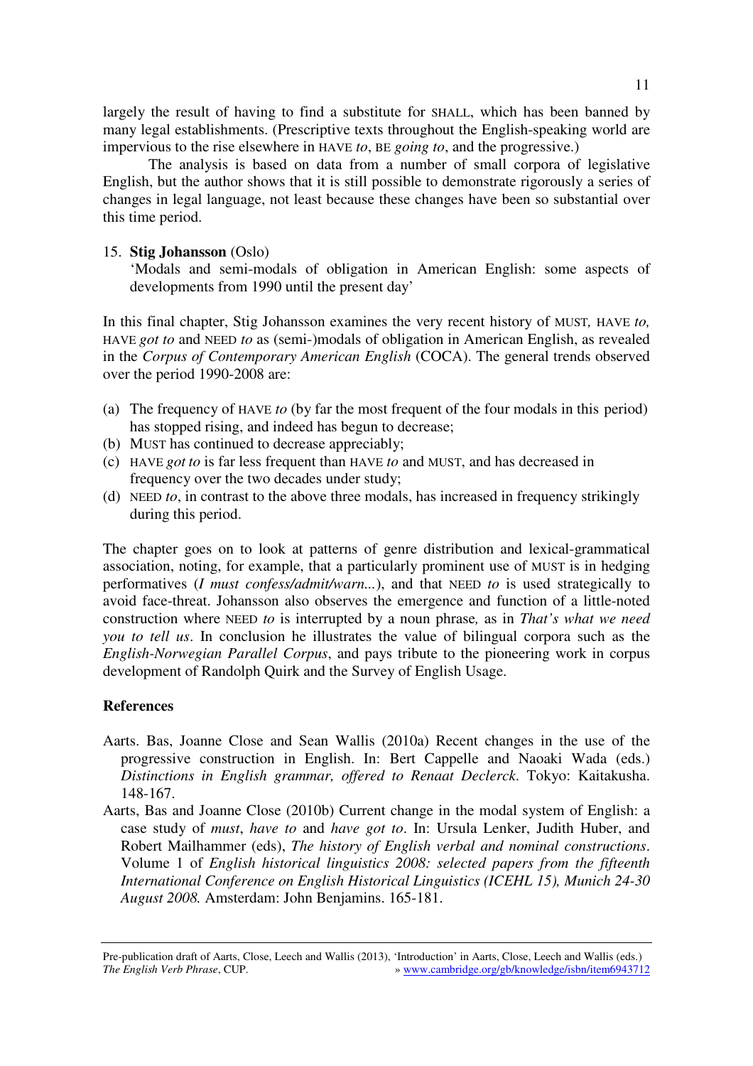largely the result of having to find a substitute for SHALL, which has been banned by many legal establishments. (Prescriptive texts throughout the English-speaking world are impervious to the rise elsewhere in HAVE *to*, BE *going to*, and the progressive.)

The analysis is based on data from a number of small corpora of legislative English, but the author shows that it is still possible to demonstrate rigorously a series of changes in legal language, not least because these changes have been so substantial over this time period.

15. **Stig Johansson** (Oslo)
    'Modals and semi-modals of obligation in American English: some aspects of developments from 1990 until the present day'

In this final chapter, Stig Johansson examines the very recent history of MUST, HAVE *to,* HAVE *got to* and NEED *to* as (semi-)modals of obligation in American English, as revealed in the *Corpus of Contemporary American English* (COCA). The general trends observed over the period 1990-2008 are:

(a) The frequency of HAVE *to* (by far the most frequent of the four modals in this period) has stopped rising, and indeed has begun to decrease;
(b) MUST has continued to decrease appreciably;
(c) HAVE *got to* is far less frequent than HAVE *to* and MUST, and has decreased in frequency over the two decades under study;
(d) NEED *to*, in contrast to the above three modals, has increased in frequency strikingly during this period.

The chapter goes on to look at patterns of genre distribution and lexical-grammatical association, noting, for example, that a particularly prominent use of MUST is in hedging performatives (*I must confess/admit/warn...*), and that NEED *to* is used strategically to avoid face-threat. Johansson also observes the emergence and function of a little-noted construction where NEED *to* is interrupted by a noun phrase, as in *That's what we need you to tell us*. In conclusion he illustrates the value of bilingual corpora such as the *English-Norwegian Parallel Corpus*, and pays tribute to the pioneering work in corpus development of Randolph Quirk and the Survey of English Usage.

## References

Aarts. Bas, Joanne Close and Sean Wallis (2010a) Recent changes in the use of the progressive construction in English. In: Bert Cappelle and Naoaki Wada (eds.) *Distinctions in English grammar, offered to Renaat Declerck*. Tokyo: Kaitakusha. 148-167.

Aarts, Bas and Joanne Close (2010b) Current change in the modal system of English: a case study of *must*, *have to* and *have got to*. In: Ursula Lenker, Judith Huber, and Robert Mailhammer (eds), *The history of English verbal and nominal constructions*. Volume 1 of *English historical linguistics 2008: selected papers from the fifteenth International Conference on English Historical Linguistics (ICEHL 15), Munich 24-30 August 2008.* Amsterdam: John Benjamins. 165-181.

Pre-publication draft of Aarts, Close, Leech and Wallis (2013), 'Introduction' in Aarts, Close, Leech and Wallis (eds.) *The English Verb Phrase*, CUP. » www.cambridge.org/gb/knowledge/isbn/item6943712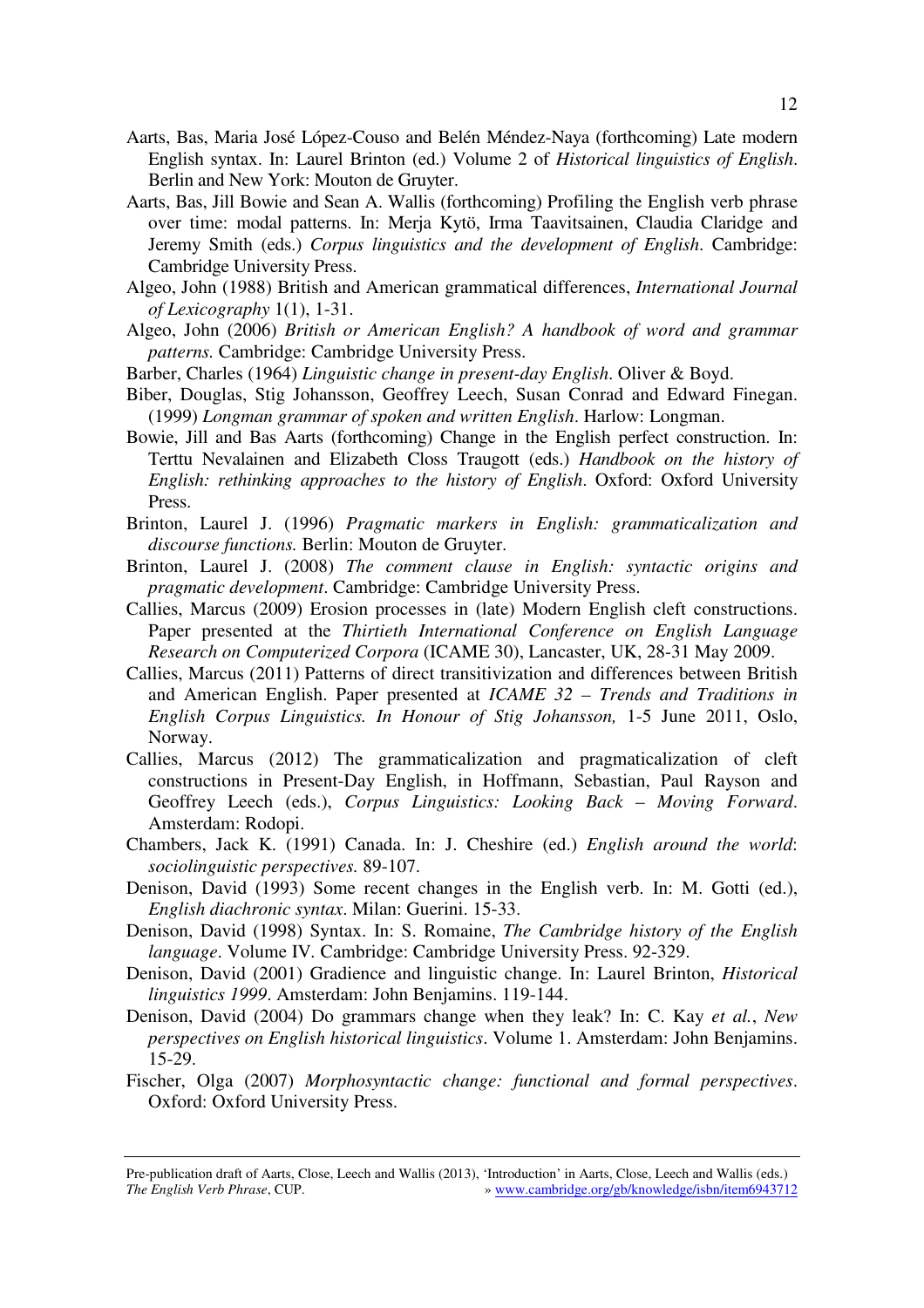Aarts, Bas, Maria José López-Couso and Belén Méndez-Naya (forthcoming) Late modern English syntax. In: Laurel Brinton (ed.) Volume 2 of *Historical linguistics of English*. Berlin and New York: Mouton de Gruyter.

Aarts, Bas, Jill Bowie and Sean A. Wallis (forthcoming) Profiling the English verb phrase over time: modal patterns. In: Merja Kytö, Irma Taavitsainen, Claudia Claridge and Jeremy Smith (eds.) *Corpus linguistics and the development of English*. Cambridge: Cambridge University Press.

Algeo, John (1988) British and American grammatical differences, *International Journal of Lexicography* 1(1), 1-31.

Algeo, John (2006) *British or American English? A handbook of word and grammar patterns.* Cambridge: Cambridge University Press.

Barber, Charles (1964) *Linguistic change in present-day English*. Oliver & Boyd.

Biber, Douglas, Stig Johansson, Geoffrey Leech, Susan Conrad and Edward Finegan. (1999) *Longman grammar of spoken and written English*. Harlow: Longman.

Bowie, Jill and Bas Aarts (forthcoming) Change in the English perfect construction. In: Terttu Nevalainen and Elizabeth Closs Traugott (eds.) *Handbook on the history of English: rethinking approaches to the history of English*. Oxford: Oxford University Press.

Brinton, Laurel J. (1996) *Pragmatic markers in English: grammaticalization and discourse functions.* Berlin: Mouton de Gruyter.

Brinton, Laurel J. (2008) *The comment clause in English: syntactic origins and pragmatic development*. Cambridge: Cambridge University Press.

Callies, Marcus (2009) Erosion processes in (late) Modern English cleft constructions. Paper presented at the *Thirtieth International Conference on English Language Research on Computerized Corpora* (ICAME 30), Lancaster, UK, 28-31 May 2009.

Callies, Marcus (2011) Patterns of direct transitivization and differences between British and American English. Paper presented at *ICAME 32 – Trends and Traditions in English Corpus Linguistics. In Honour of Stig Johansson,* 1-5 June 2011, Oslo, Norway.

Callies, Marcus (2012) The grammaticalization and pragmaticalization of cleft constructions in Present-Day English, in Hoffmann, Sebastian, Paul Rayson and Geoffrey Leech (eds.), *Corpus Linguistics: Looking Back – Moving Forward*. Amsterdam: Rodopi.

Chambers, Jack K. (1991) Canada. In: J. Cheshire (ed.) *English around the world*: *sociolinguistic perspectives.* 89-107.

Denison, David (1993) Some recent changes in the English verb. In: M. Gotti (ed.), *English diachronic syntax*. Milan: Guerini. 15-33.

Denison, David (1998) Syntax. In: S. Romaine, *The Cambridge history of the English language*. Volume IV. Cambridge: Cambridge University Press. 92-329.

Denison, David (2001) Gradience and linguistic change. In: Laurel Brinton, *Historical linguistics 1999*. Amsterdam: John Benjamins. 119-144.

Denison, David (2004) Do grammars change when they leak? In: C. Kay *et al.*, *New perspectives on English historical linguistics*. Volume 1. Amsterdam: John Benjamins. 15-29.

Fischer, Olga (2007) *Morphosyntactic change: functional and formal perspectives*. Oxford: Oxford University Press.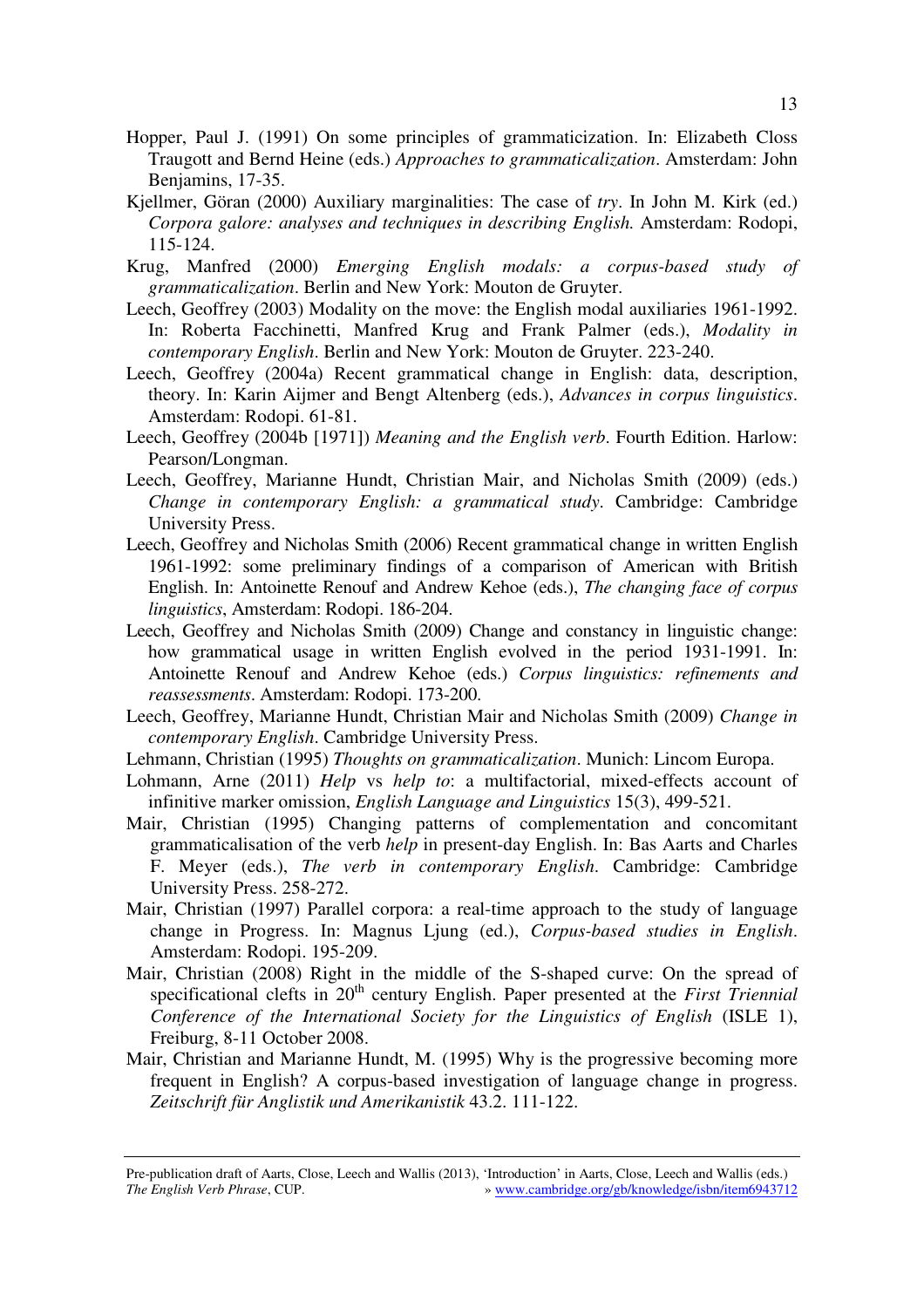Hopper, Paul J. (1991) On some principles of grammaticization. In: Elizabeth Closs Traugott and Bernd Heine (eds.) *Approaches to grammaticalization*. Amsterdam: John Benjamins, 17-35.

Kjellmer, Göran (2000) Auxiliary marginalities: The case of *try*. In John M. Kirk (ed.) *Corpora galore: analyses and techniques in describing English.* Amsterdam: Rodopi, 115-124.

Krug, Manfred (2000) *Emerging English modals: a corpus-based study of grammaticalization*. Berlin and New York: Mouton de Gruyter.

Leech, Geoffrey (2003) Modality on the move: the English modal auxiliaries 1961-1992. In: Roberta Facchinetti, Manfred Krug and Frank Palmer (eds.), *Modality in contemporary English*. Berlin and New York: Mouton de Gruyter. 223-240.

Leech, Geoffrey (2004a) Recent grammatical change in English: data, description, theory. In: Karin Aijmer and Bengt Altenberg (eds.), *Advances in corpus linguistics*. Amsterdam: Rodopi. 61-81.

Leech, Geoffrey (2004b [1971]) *Meaning and the English verb*. Fourth Edition. Harlow: Pearson/Longman.

Leech, Geoffrey, Marianne Hundt, Christian Mair, and Nicholas Smith (2009) (eds.) *Change in contemporary English: a grammatical study*. Cambridge: Cambridge University Press.

Leech, Geoffrey and Nicholas Smith (2006) Recent grammatical change in written English 1961-1992: some preliminary findings of a comparison of American with British English. In: Antoinette Renouf and Andrew Kehoe (eds.), *The changing face of corpus linguistics*, Amsterdam: Rodopi. 186-204.

Leech, Geoffrey and Nicholas Smith (2009) Change and constancy in linguistic change: how grammatical usage in written English evolved in the period 1931-1991. In: Antoinette Renouf and Andrew Kehoe (eds.) *Corpus linguistics: refinements and reassessments*. Amsterdam: Rodopi. 173-200.

Leech, Geoffrey, Marianne Hundt, Christian Mair and Nicholas Smith (2009) *Change in contemporary English*. Cambridge University Press.

Lehmann, Christian (1995) *Thoughts on grammaticalization*. Munich: Lincom Europa.

Lohmann, Arne (2011) *Help* vs *help to*: a multifactorial, mixed-effects account of infinitive marker omission, *English Language and Linguistics* 15(3), 499-521.

Mair, Christian (1995) Changing patterns of complementation and concomitant grammaticalisation of the verb *help* in present-day English. In: Bas Aarts and Charles F. Meyer (eds.), *The verb in contemporary English*. Cambridge: Cambridge University Press. 258-272.

Mair, Christian (1997) Parallel corpora: a real-time approach to the study of language change in Progress. In: Magnus Ljung (ed.), *Corpus-based studies in English*. Amsterdam: Rodopi. 195-209.

Mair, Christian (2008) Right in the middle of the S-shaped curve: On the spread of specificational clefts in 20th century English. Paper presented at the *First Triennial Conference of the International Society for the Linguistics of English* (ISLE 1), Freiburg, 8-11 October 2008.

Mair, Christian and Marianne Hundt, M. (1995) Why is the progressive becoming more frequent in English? A corpus-based investigation of language change in progress. *Zeitschrift für Anglistik und Amerikanistik* 43.2. 111-122.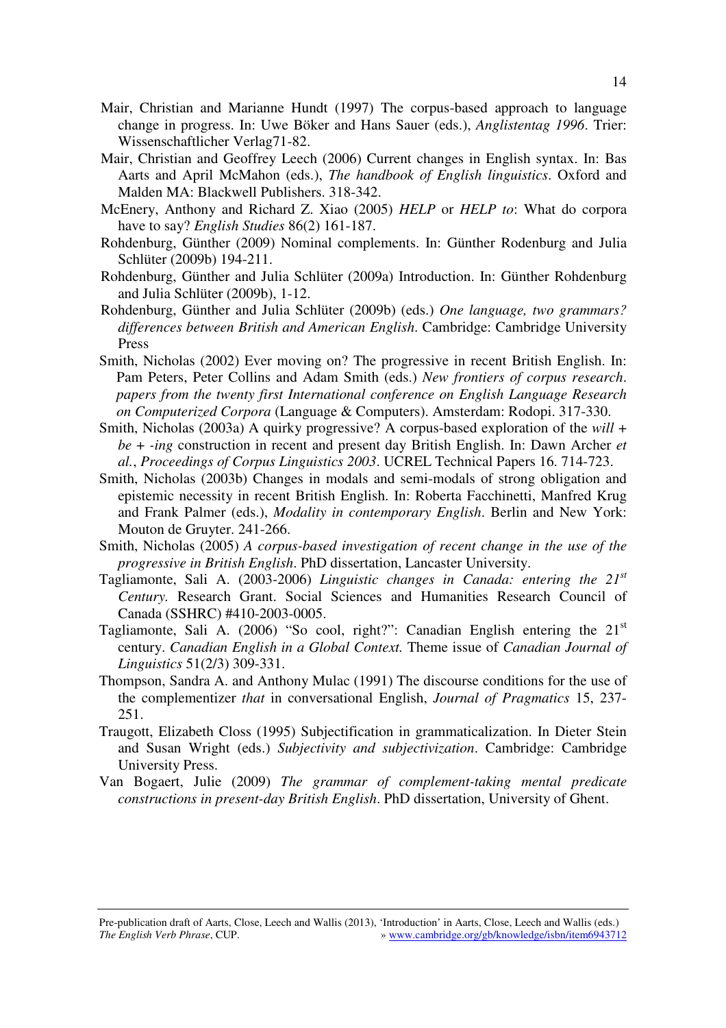Mair, Christian and Marianne Hundt (1997) The corpus-based approach to language change in progress. In: Uwe Böker and Hans Sauer (eds.), *Anglistentag 1996*. Trier: Wissenschaftlicher Verlag71-82.

Mair, Christian and Geoffrey Leech (2006) Current changes in English syntax. In: Bas Aarts and April McMahon (eds.), *The handbook of English linguistics*. Oxford and Malden MA: Blackwell Publishers. 318-342.

McEnery, Anthony and Richard Z. Xiao (2005) *HELP* or *HELP to*: What do corpora have to say? *English Studies* 86(2) 161-187.

Rohdenburg, Günther (2009) Nominal complements. In: Günther Rodenburg and Julia Schlüter (2009b) 194-211.

Rohdenburg, Günther and Julia Schlüter (2009a) Introduction. In: Günther Rohdenburg and Julia Schlüter (2009b), 1-12.

Rohdenburg, Günther and Julia Schlüter (2009b) (eds.) *One language, two grammars? differences between British and American English*. Cambridge: Cambridge University Press

Smith, Nicholas (2002) Ever moving on? The progressive in recent British English. In: Pam Peters, Peter Collins and Adam Smith (eds.) *New frontiers of corpus research. papers from the twenty first International conference on English Language Research on Computerized Corpora* (Language & Computers). Amsterdam: Rodopi. 317-330.

Smith, Nicholas (2003a) A quirky progressive? A corpus-based exploration of the *will* + *be* + *-ing* construction in recent and present day British English. In: Dawn Archer *et al.*, *Proceedings of Corpus Linguistics 2003*. UCREL Technical Papers 16. 714-723.

Smith, Nicholas (2003b) Changes in modals and semi-modals of strong obligation and epistemic necessity in recent British English. In: Roberta Facchinetti, Manfred Krug and Frank Palmer (eds.), *Modality in contemporary English*. Berlin and New York: Mouton de Gruyter. 241-266.

Smith, Nicholas (2005) *A corpus-based investigation of recent change in the use of the progressive in British English*. PhD dissertation, Lancaster University.

Tagliamonte, Sali A. (2003-2006) *Linguistic changes in Canada: entering the 21st Century.* Research Grant. Social Sciences and Humanities Research Council of Canada (SSHRC) #410-2003-0005.

Tagliamonte, Sali A. (2006) "So cool, right?": Canadian English entering the 21st century. *Canadian English in a Global Context.* Theme issue of *Canadian Journal of Linguistics* 51(2/3) 309-331.

Thompson, Sandra A. and Anthony Mulac (1991) The discourse conditions for the use of the complementizer *that* in conversational English, *Journal of Pragmatics* 15, 237-251.

Traugott, Elizabeth Closs (1995) Subjectification in grammaticalization. In Dieter Stein and Susan Wright (eds.) *Subjectivity and subjectivization*. Cambridge: Cambridge University Press.

Van Bogaert, Julie (2009) *The grammar of complement-taking mental predicate constructions in present-day British English*. PhD dissertation, University of Ghent.

Pre-publication draft of Aarts, Close, Leech and Wallis (2013), 'Introduction' in Aarts, Close, Leech and Wallis (eds.) *The English Verb Phrase*, CUP. » www.cambridge.org/gb/knowledge/isbn/item6943712